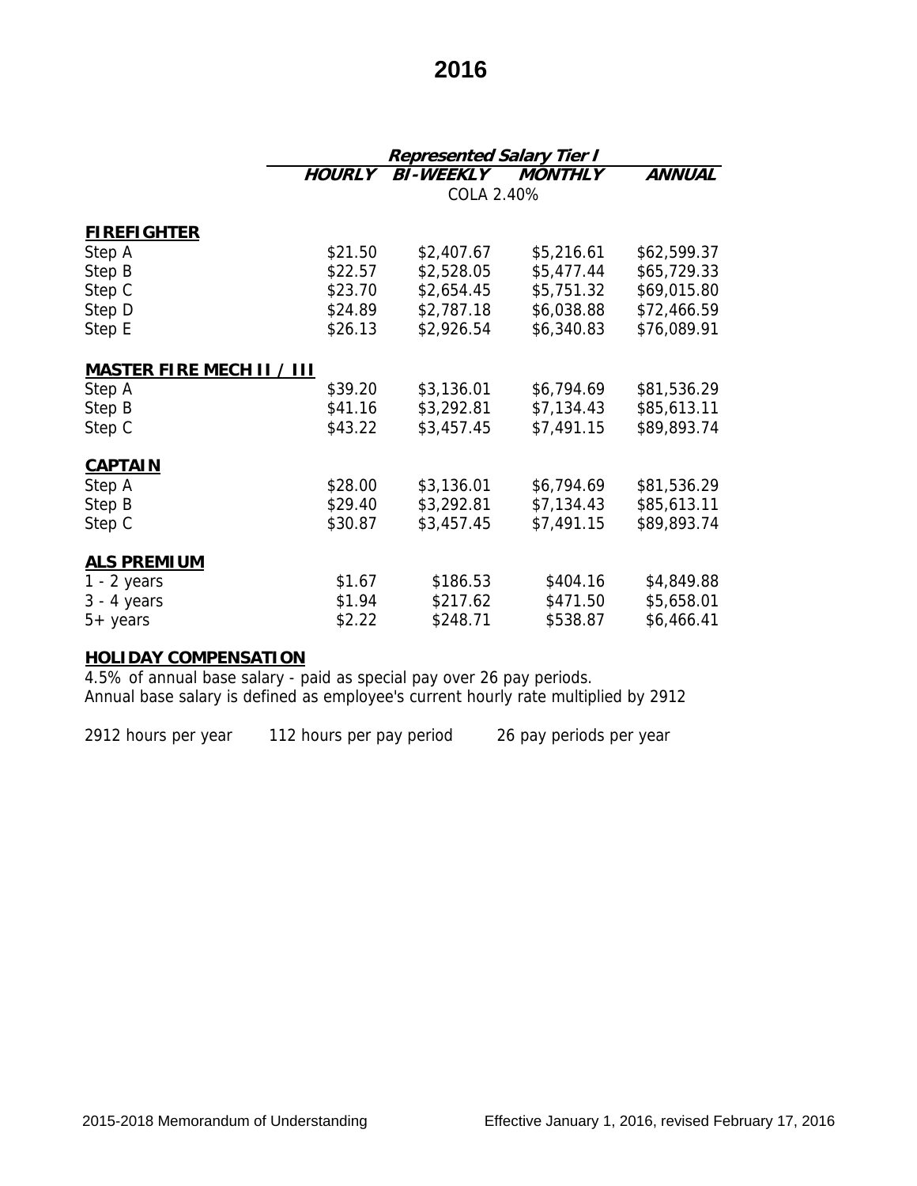# 2016

| | Represented Salary Tier I | | | |
|---|---|---|---|---|
| | ***HOURLY*** | ***BI-WEEKLY*** | ***MONTHLY*** | ***ANNUAL*** |
| | | COLA 2.40% | | |
| **FIREFIGHTER** | | | | |
| Step A | $21.50 | $2,407.67 | $5,216.61 | $62,599.37 |
| Step B | $22.57 | $2,528.05 | $5,477.44 | $65,729.33 |
| Step C | $23.70 | $2,654.45 | $5,751.32 | $69,015.80 |
| Step D | $24.89 | $2,787.18 | $6,038.88 | $72,466.59 |
| Step E | $26.13 | $2,926.54 | $6,340.83 | $76,089.91 |
| **MASTER FIRE MECH II / III** | | | | |
| Step A | $39.20 | $3,136.01 | $6,794.69 | $81,536.29 |
| Step B | $41.16 | $3,292.81 | $7,134.43 | $85,613.11 |
| Step C | $43.22 | $3,457.45 | $7,491.15 | $89,893.74 |
| **CAPTAIN** | | | | |
| Step A | $28.00 | $3,136.01 | $6,794.69 | $81,536.29 |
| Step B | $29.40 | $3,292.81 | $7,134.43 | $85,613.11 |
| Step C | $30.87 | $3,457.45 | $7,491.15 | $89,893.74 |
| **ALS PREMIUM** | | | | |
| 1 - 2 years | $1.67 | $186.53 | $404.16 | $4,849.88 |
| 3 - 4 years | $1.94 | $217.62 | $471.50 | $5,658.01 |
| 5+ years | $2.22 | $248.71 | $538.87 | $6,466.41 |

**HOLIDAY COMPENSATION**

4.5% of annual base salary - paid as special pay over 26 pay periods.
Annual base salary is defined as employee's current hourly rate multiplied by 2912

2912 hours per year 112 hours per pay period 26 pay periods per year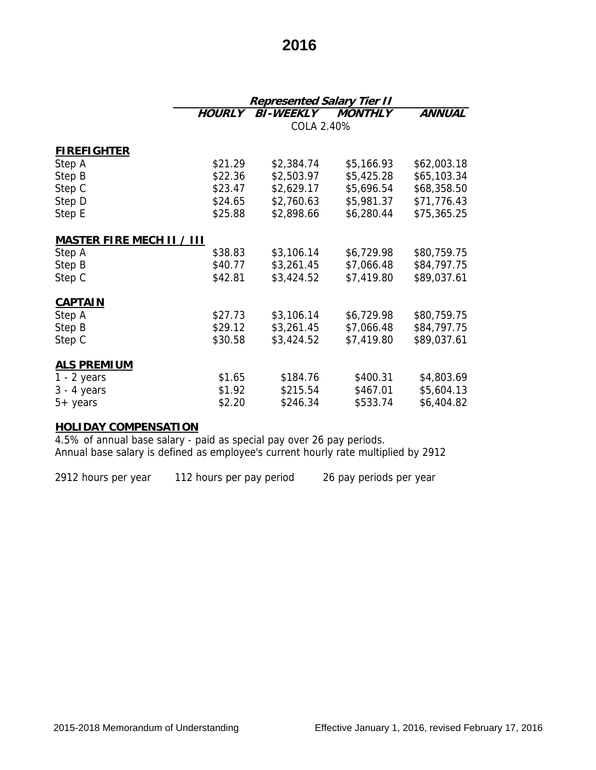# 2016

| | Represented Salary Tier II | | | |
|---|---|---|---|---|
| | ***HOURLY*** | ***BI-WEEKLY*** | ***MONTHLY*** | ***ANNUAL*** |
| | | COLA 2.40% | | |
| **FIREFIGHTER** | | | | |
| Step A | $21.29 | $2,384.74 | $5,166.93 | $62,003.18 |
| Step B | $22.36 | $2,503.97 | $5,425.28 | $65,103.34 |
| Step C | $23.47 | $2,629.17 | $5,696.54 | $68,358.50 |
| Step D | $24.65 | $2,760.63 | $5,981.37 | $71,776.43 |
| Step E | $25.88 | $2,898.66 | $6,280.44 | $75,365.25 |
| **MASTER FIRE MECH II / III** | | | | |
| Step A | $38.83 | $3,106.14 | $6,729.98 | $80,759.75 |
| Step B | $40.77 | $3,261.45 | $7,066.48 | $84,797.75 |
| Step C | $42.81 | $3,424.52 | $7,419.80 | $89,037.61 |
| **CAPTAIN** | | | | |
| Step A | $27.73 | $3,106.14 | $6,729.98 | $80,759.75 |
| Step B | $29.12 | $3,261.45 | $7,066.48 | $84,797.75 |
| Step C | $30.58 | $3,424.52 | $7,419.80 | $89,037.61 |
| **ALS PREMIUM** | | | | |
| 1 - 2 years | $1.65 | $184.76 | $400.31 | $4,803.69 |
| 3 - 4 years | $1.92 | $215.54 | $467.01 | $5,604.13 |
| 5+ years | $2.20 | $246.34 | $533.74 | $6,404.82 |

**HOLIDAY COMPENSATION**

4.5% of annual base salary - paid as special pay over 26 pay periods.
Annual base salary is defined as employee's current hourly rate multiplied by 2912

2912 hours per year    112 hours per pay period    26 pay periods per year

2015-2018 Memorandum of Understanding    Effective January 1, 2016, revised February 17, 2016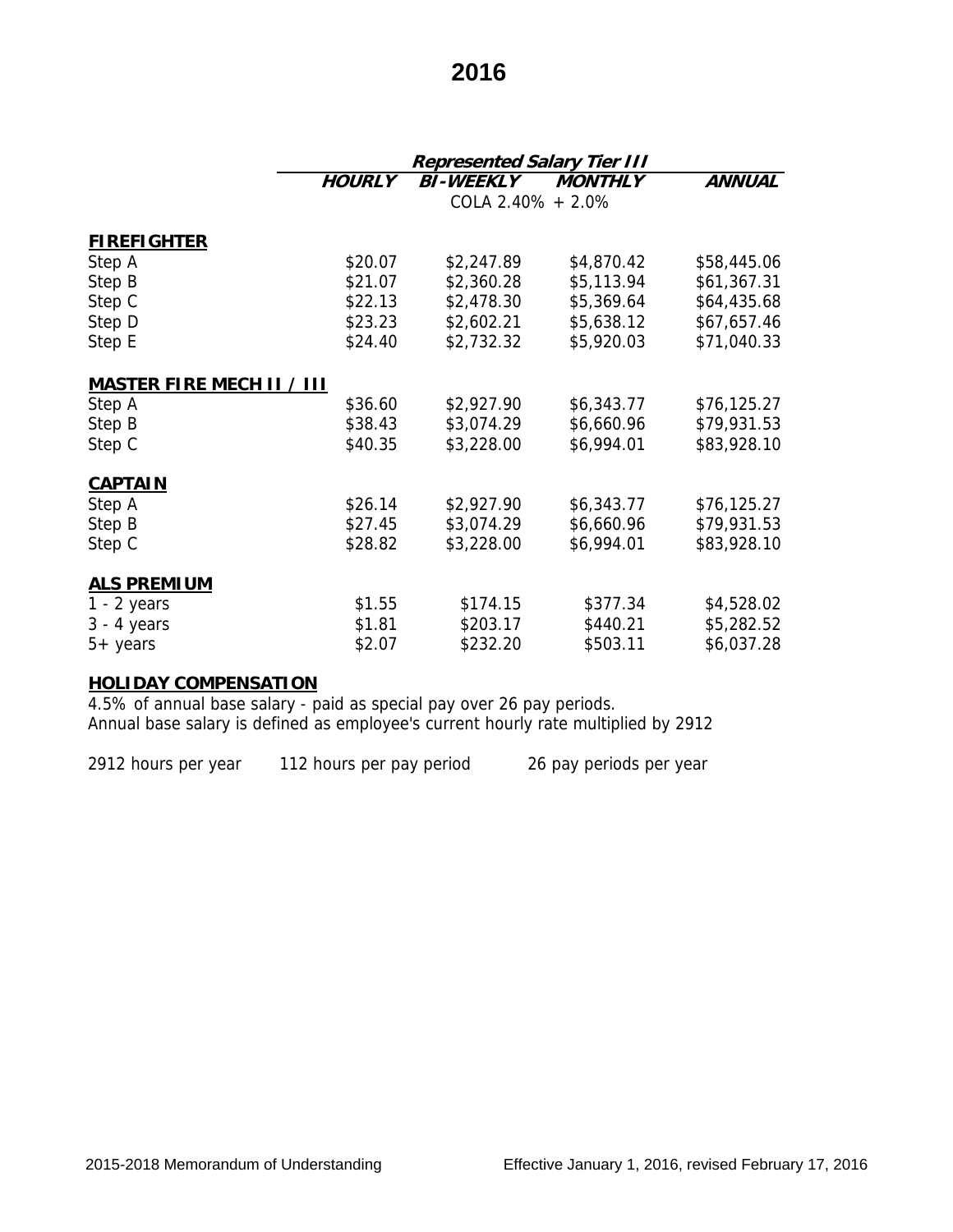# 2016

| | Represented Salary Tier III | | | |
|---|---|---|---|---|
| | ***HOURLY*** | ***BI-WEEKLY*** | ***MONTHLY*** | ***ANNUAL*** |
| | | COLA 2.40% + 2.0% | | |
| **FIREFIGHTER** | | | | |
| Step A | $20.07 | $2,247.89 | $4,870.42 | $58,445.06 |
| Step B | $21.07 | $2,360.28 | $5,113.94 | $61,367.31 |
| Step C | $22.13 | $2,478.30 | $5,369.64 | $64,435.68 |
| Step D | $23.23 | $2,602.21 | $5,638.12 | $67,657.46 |
| Step E | $24.40 | $2,732.32 | $5,920.03 | $71,040.33 |
| **MASTER FIRE MECH II / III** | | | | |
| Step A | $36.60 | $2,927.90 | $6,343.77 | $76,125.27 |
| Step B | $38.43 | $3,074.29 | $6,660.96 | $79,931.53 |
| Step C | $40.35 | $3,228.00 | $6,994.01 | $83,928.10 |
| **CAPTAIN** | | | | |
| Step A | $26.14 | $2,927.90 | $6,343.77 | $76,125.27 |
| Step B | $27.45 | $3,074.29 | $6,660.96 | $79,931.53 |
| Step C | $28.82 | $3,228.00 | $6,994.01 | $83,928.10 |
| **ALS PREMIUM** | | | | |
| 1 - 2 years | $1.55 | $174.15 | $377.34 | $4,528.02 |
| 3 - 4 years | $1.81 | $203.17 | $440.21 | $5,282.52 |
| 5+ years | $2.07 | $232.20 | $503.11 | $6,037.28 |

**HOLIDAY COMPENSATION**

4.5% of annual base salary - paid as special pay over 26 pay periods.
Annual base salary is defined as employee's current hourly rate multiplied by 2912

2912 hours per year     112 hours per pay period     26 pay periods per year

2015-2018 Memorandum of Understanding     Effective January 1, 2016, revised February 17, 2016